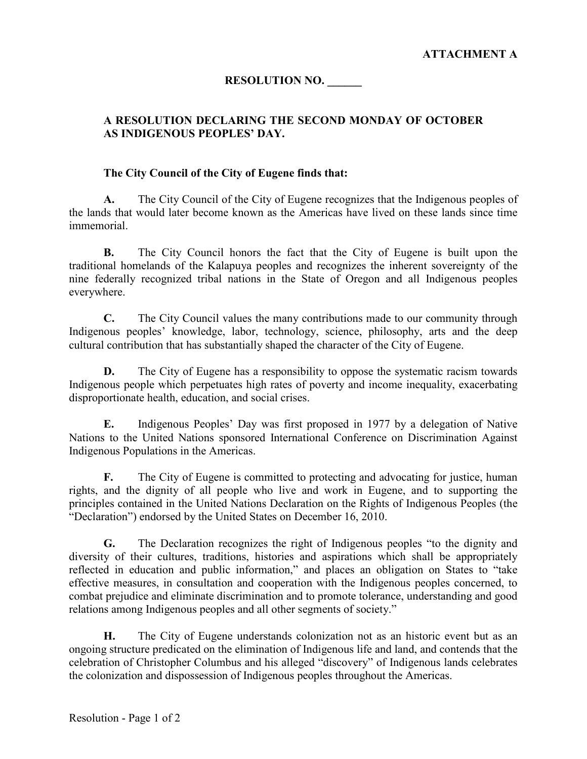**ATTACHMENT A**

# RESOLUTION NO. ______

## A RESOLUTION DECLARING THE SECOND MONDAY OF OCTOBER AS INDIGENOUS PEOPLES' DAY.

**The City Council of the City of Eugene finds that:**

**A.** The City Council of the City of Eugene recognizes that the Indigenous peoples of the lands that would later become known as the Americas have lived on these lands since time immemorial.

**B.** The City Council honors the fact that the City of Eugene is built upon the traditional homelands of the Kalapuya peoples and recognizes the inherent sovereignty of the nine federally recognized tribal nations in the State of Oregon and all Indigenous peoples everywhere.

**C.** The City Council values the many contributions made to our community through Indigenous peoples' knowledge, labor, technology, science, philosophy, arts and the deep cultural contribution that has substantially shaped the character of the City of Eugene.

**D.** The City of Eugene has a responsibility to oppose the systematic racism towards Indigenous people which perpetuates high rates of poverty and income inequality, exacerbating disproportionate health, education, and social crises.

**E.** Indigenous Peoples' Day was first proposed in 1977 by a delegation of Native Nations to the United Nations sponsored International Conference on Discrimination Against Indigenous Populations in the Americas.

**F.** The City of Eugene is committed to protecting and advocating for justice, human rights, and the dignity of all people who live and work in Eugene, and to supporting the principles contained in the United Nations Declaration on the Rights of Indigenous Peoples (the "Declaration") endorsed by the United States on December 16, 2010.

**G.** The Declaration recognizes the right of Indigenous peoples "to the dignity and diversity of their cultures, traditions, histories and aspirations which shall be appropriately reflected in education and public information," and places an obligation on States to "take effective measures, in consultation and cooperation with the Indigenous peoples concerned, to combat prejudice and eliminate discrimination and to promote tolerance, understanding and good relations among Indigenous peoples and all other segments of society."

**H.** The City of Eugene understands colonization not as an historic event but as an ongoing structure predicated on the elimination of Indigenous life and land, and contends that the celebration of Christopher Columbus and his alleged "discovery" of Indigenous lands celebrates the colonization and dispossession of Indigenous peoples throughout the Americas.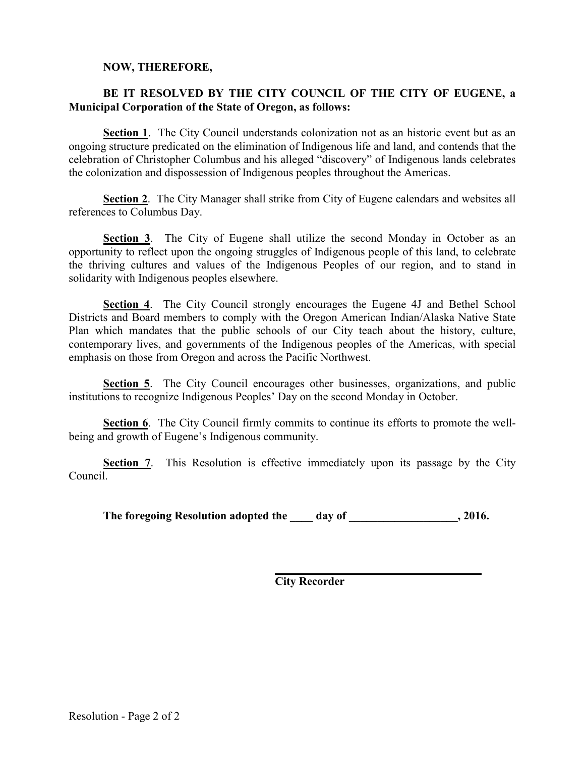**NOW, THEREFORE,**

**BE IT RESOLVED BY THE CITY COUNCIL OF THE CITY OF EUGENE, a Municipal Corporation of the State of Oregon, as follows:**

**Section 1**. The City Council understands colonization not as an historic event but as an ongoing structure predicated on the elimination of Indigenous life and land, and contends that the celebration of Christopher Columbus and his alleged "discovery" of Indigenous lands celebrates the colonization and dispossession of Indigenous peoples throughout the Americas.

**Section 2**. The City Manager shall strike from City of Eugene calendars and websites all references to Columbus Day.

**Section 3**. The City of Eugene shall utilize the second Monday in October as an opportunity to reflect upon the ongoing struggles of Indigenous people of this land, to celebrate the thriving cultures and values of the Indigenous Peoples of our region, and to stand in solidarity with Indigenous peoples elsewhere.

**Section 4**. The City Council strongly encourages the Eugene 4J and Bethel School Districts and Board members to comply with the Oregon American Indian/Alaska Native State Plan which mandates that the public schools of our City teach about the history, culture, contemporary lives, and governments of the Indigenous peoples of the Americas, with special emphasis on those from Oregon and across the Pacific Northwest.

**Section 5**. The City Council encourages other businesses, organizations, and public institutions to recognize Indigenous Peoples' Day on the second Monday in October.

**Section 6**. The City Council firmly commits to continue its efforts to promote the well-being and growth of Eugene's Indigenous community.

**Section 7**. This Resolution is effective immediately upon its passage by the City Council.

**The foregoing Resolution adopted the ____ day of ___________________, 2016.**

______________________________________

**City Recorder**